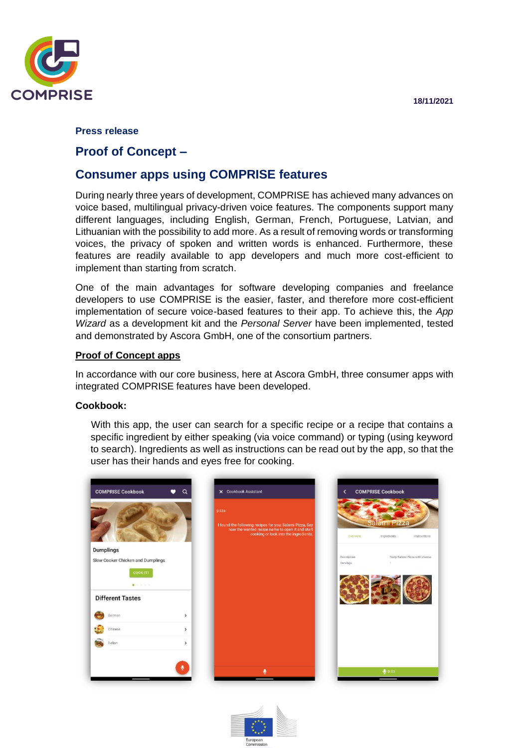18/11/2021

**Press release**

# Proof of Concept –

# Consumer apps using COMPRISE features

During nearly three years of development, COMPRISE has achieved many advances on voice based, multilingual privacy-driven voice features. The components support many different languages, including English, German, French, Portuguese, Latvian, and Lithuanian with the possibility to add more. As a result of removing words or transforming voices, the privacy of spoken and written words is enhanced. Furthermore, these features are readily available to app developers and much more cost-efficient to implement than starting from scratch.

One of the main advantages for software developing companies and freelance developers to use COMPRISE is the easier, faster, and therefore more cost-efficient implementation of secure voice-based features to their app. To achieve this, the *App Wizard* as a development kit and the *Personal Server* have been implemented, tested and demonstrated by Ascora GmbH, one of the consortium partners.

## Proof of Concept apps

In accordance with our core business, here at Ascora GmbH, three consumer apps with integrated COMPRISE features have been developed.

**Cookbook:**

With this app, the user can search for a specific recipe or a recipe that contains a specific ingredient by either speaking (via voice command) or typing (using keyword to search). Ingredients as well as instructions can be read out by the app, so that the user has their hands and eyes free for cooking.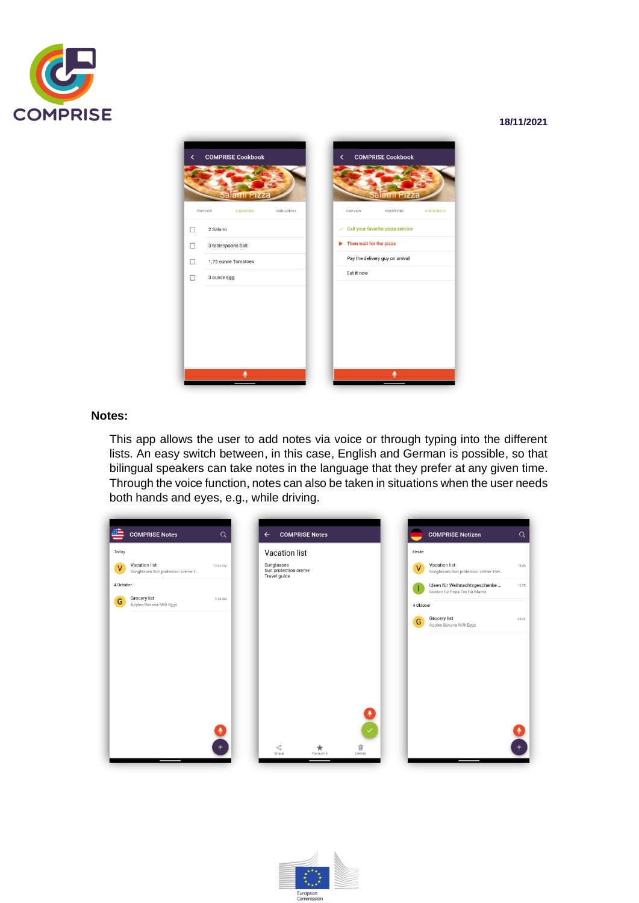**Notes:**

This app allows the user to add notes via voice or through typing into the different lists. An easy switch between, in this case, English and German is possible, so that bilingual speakers can take notes in the language that they prefer at any given time. Through the voice function, notes can also be taken in situations when the user needs both hands and eyes, e.g., while driving.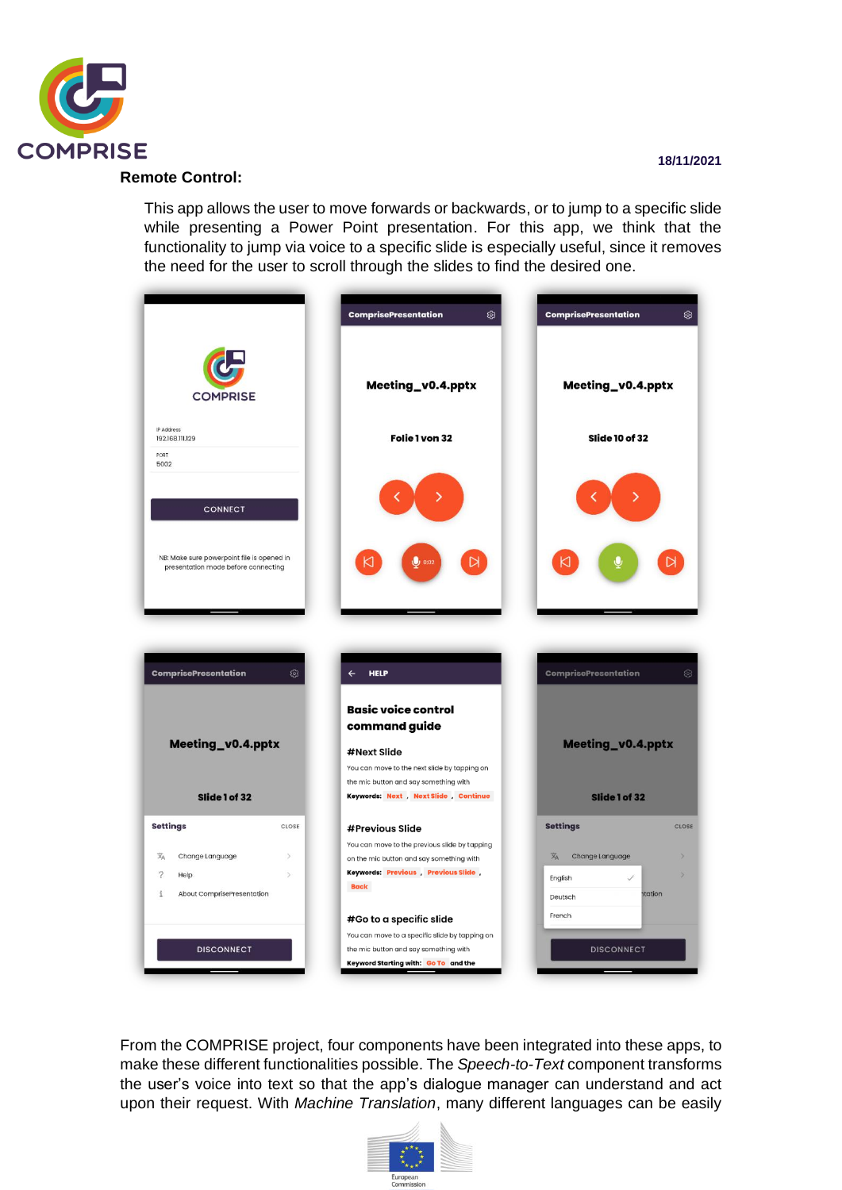**Remote Control:**

This app allows the user to move forwards or backwards, or to jump to a specific slide while presenting a Power Point presentation. For this app, we think that the functionality to jump via voice to a specific slide is especially useful, since it removes the need for the user to scroll through the slides to find the desired one.

From the COMPRISE project, four components have been integrated into these apps, to make these different functionalities possible. The *Speech-to-Text* component transforms the user's voice into text so that the app's dialogue manager can understand and act upon their request. With *Machine Translation*, many different languages can be easily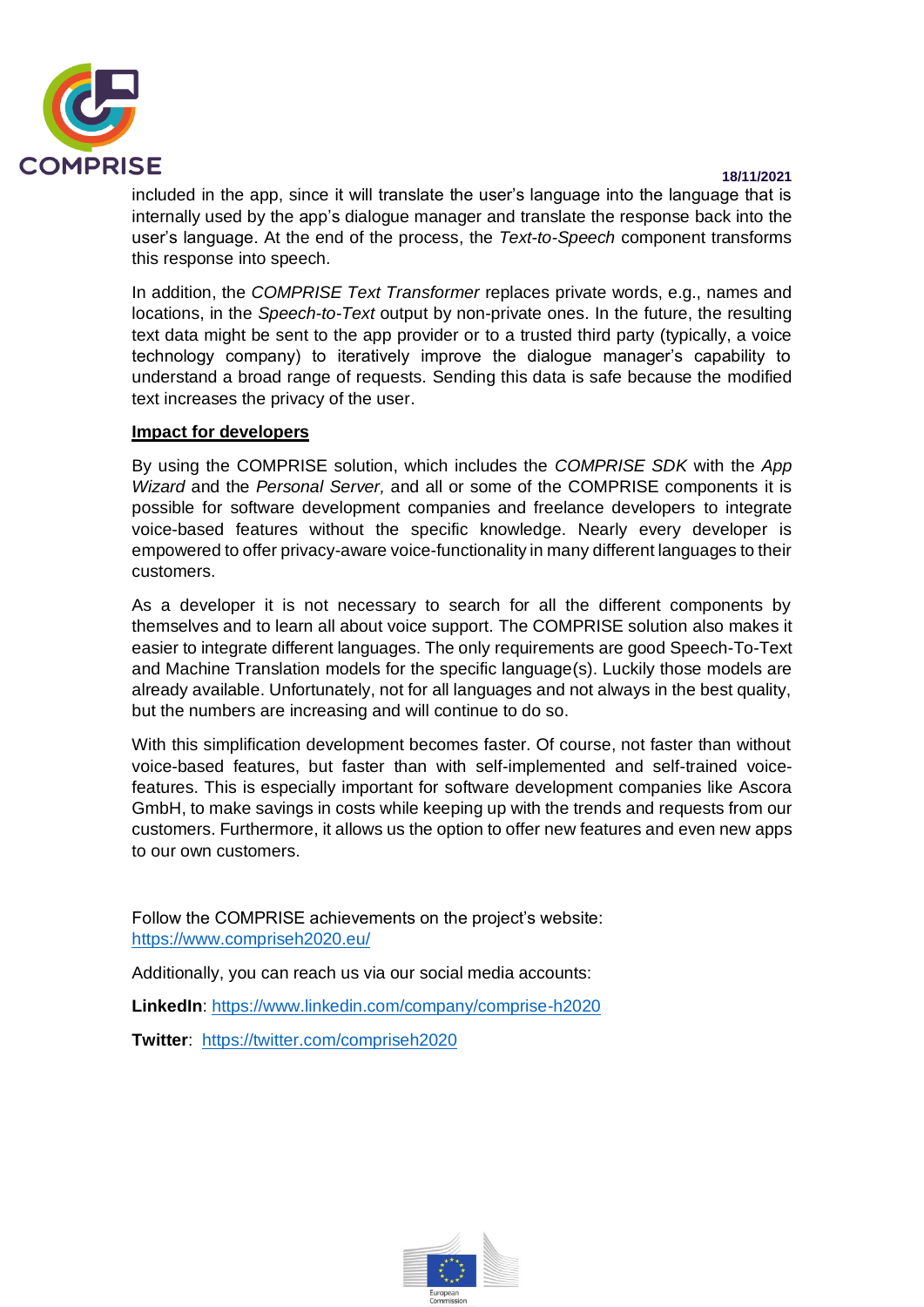included in the app, since it will translate the user's language into the language that is internally used by the app's dialogue manager and translate the response back into the user's language. At the end of the process, the *Text-to-Speech* component transforms this response into speech.

In addition, the *COMPRISE Text Transformer* replaces private words, e.g., names and locations, in the *Speech-to-Text* output by non-private ones. In the future, the resulting text data might be sent to the app provider or to a trusted third party (typically, a voice technology company) to iteratively improve the dialogue manager's capability to understand a broad range of requests. Sending this data is safe because the modified text increases the privacy of the user.

**Impact for developers**

By using the COMPRISE solution, which includes the *COMPRISE SDK* with the *App Wizard* and the *Personal Server,* and all or some of the COMPRISE components it is possible for software development companies and freelance developers to integrate voice-based features without the specific knowledge. Nearly every developer is empowered to offer privacy-aware voice-functionality in many different languages to their customers.

As a developer it is not necessary to search for all the different components by themselves and to learn all about voice support. The COMPRISE solution also makes it easier to integrate different languages. The only requirements are good Speech-To-Text and Machine Translation models for the specific language(s). Luckily those models are already available. Unfortunately, not for all languages and not always in the best quality, but the numbers are increasing and will continue to do so.

With this simplification development becomes faster. Of course, not faster than without voice-based features, but faster than with self-implemented and self-trained voice-features. This is especially important for software development companies like Ascora GmbH, to make savings in costs while keeping up with the trends and requests from our customers. Furthermore, it allows us the option to offer new features and even new apps to our own customers.

Follow the COMPRISE achievements on the project's website:
https://www.compriseh2020.eu/

Additionally, you can reach us via our social media accounts:

**LinkedIn**: https://www.linkedin.com/company/comprise-h2020

**Twitter**: https://twitter.com/compriseh2020